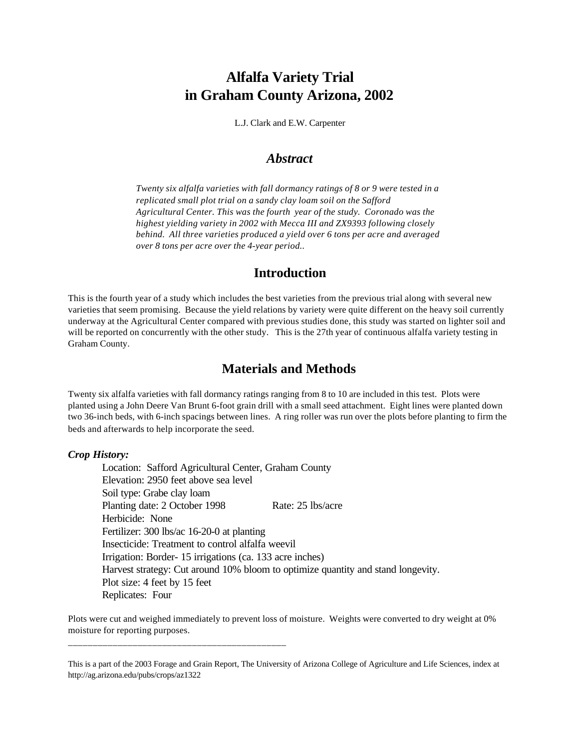# Alfalfa Variety Trial in Graham County Arizona, 2002

L.J. Clark and E.W. Carpenter

## *Abstract*

*Twenty six alfalfa varieties with fall dormancy ratings of 8 or 9 were tested in a replicated small plot trial on a sandy clay loam soil on the Safford Agricultural Center. This was the fourth year of the study. Coronado was the highest yielding variety in 2002 with Mecca III and ZX9393 following closely behind. All three varieties produced a yield over 6 tons per acre and averaged over 8 tons per acre over the 4-year period..*

## Introduction

This is the fourth year of a study which includes the best varieties from the previous trial along with several new varieties that seem promising. Because the yield relations by variety were quite different on the heavy soil currently underway at the Agricultural Center compared with previous studies done, this study was started on lighter soil and will be reported on concurrently with the other study. This is the 27th year of continuous alfalfa variety testing in Graham County.

## Materials and Methods

Twenty six alfalfa varieties with fall dormancy ratings ranging from 8 to 10 are included in this test. Plots were planted using a John Deere Van Brunt 6-foot grain drill with a small seed attachment. Eight lines were planted down two 36-inch beds, with 6-inch spacings between lines. A ring roller was run over the plots before planting to firm the beds and afterwards to help incorporate the seed.

***Crop History:***

Location: Safford Agricultural Center, Graham County
Elevation: 2950 feet above sea level
Soil type: Grabe clay loam
Planting date: 2 October 1998 Rate: 25 lbs/acre
Herbicide: None
Fertilizer: 300 lbs/ac 16-20-0 at planting
Insecticide: Treatment to control alfalfa weevil
Irrigation: Border- 15 irrigations (ca. 133 acre inches)
Harvest strategy: Cut around 10% bloom to optimize quantity and stand longevity.
Plot size: 4 feet by 15 feet
Replicates: Four

Plots were cut and weighed immediately to prevent loss of moisture. Weights were converted to dry weight at 0% moisture for reporting purposes.

---

This is a part of the 2003 Forage and Grain Report, The University of Arizona College of Agriculture and Life Sciences, index at http://ag.arizona.edu/pubs/crops/az1322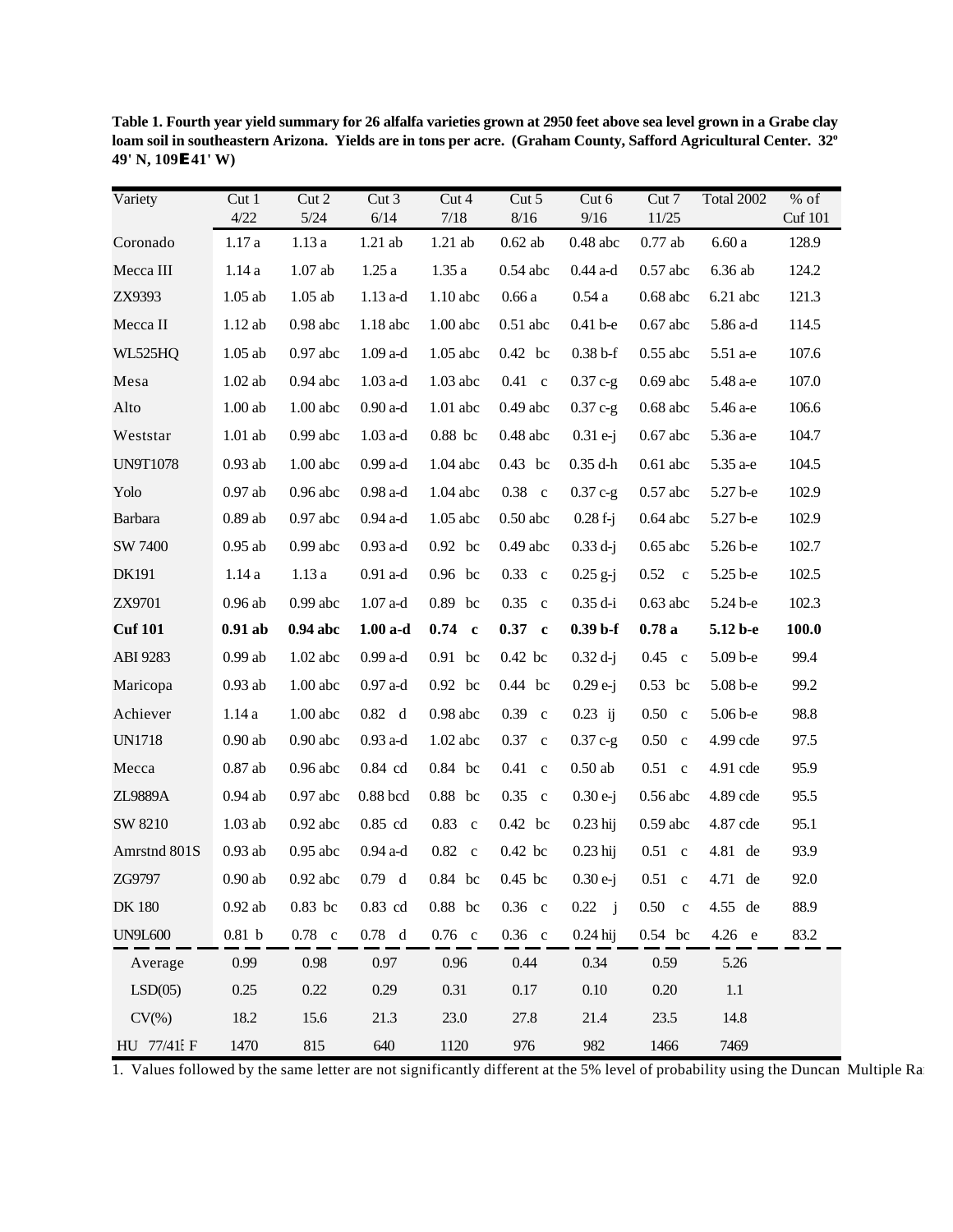**Table 1. Fourth year yield summary for 26 alfalfa varieties grown at 2950 feet above sea level grown in a Grabe clay loam soil in southeastern Arizona. Yields are in tons per acre. (Graham County, Safford Agricultural Center. 32º 49' N, 109Ε41' W)**

| Variety | Cut 1 4/22 | Cut 2 5/24 | Cut 3 6/14 | Cut 4 7/18 | Cut 5 8/16 | Cut 6 9/16 | Cut 7 11/25 | Total 2002 | % of Cuf 101 |
|---|---|---|---|---|---|---|---|---|---|
| Coronado | 1.17 a | 1.13 a | 1.21 ab | 1.21 ab | 0.62 ab | 0.48 abc | 0.77 ab | 6.60 a | 128.9 |
| Mecca III | 1.14 a | 1.07 ab | 1.25 a | 1.35 a | 0.54 abc | 0.44 a-d | 0.57 abc | 6.36 ab | 124.2 |
| ZX9393 | 1.05 ab | 1.05 ab | 1.13 a-d | 1.10 abc | 0.66 a | 0.54 a | 0.68 abc | 6.21 abc | 121.3 |
| Mecca II | 1.12 ab | 0.98 abc | 1.18 abc | 1.00 abc | 0.51 abc | 0.41 b-e | 0.67 abc | 5.86 a-d | 114.5 |
| WL525HQ | 1.05 ab | 0.97 abc | 1.09 a-d | 1.05 abc | 0.42 bc | 0.38 b-f | 0.55 abc | 5.51 a-e | 107.6 |
| Mesa | 1.02 ab | 0.94 abc | 1.03 a-d | 1.03 abc | 0.41 c | 0.37 c-g | 0.69 abc | 5.48 a-e | 107.0 |
| Alto | 1.00 ab | 1.00 abc | 0.90 a-d | 1.01 abc | 0.49 abc | 0.37 c-g | 0.68 abc | 5.46 a-e | 106.6 |
| Weststar | 1.01 ab | 0.99 abc | 1.03 a-d | 0.88 bc | 0.48 abc | 0.31 e-j | 0.67 abc | 5.36 a-e | 104.7 |
| UN9T1078 | 0.93 ab | 1.00 abc | 0.99 a-d | 1.04 abc | 0.43 bc | 0.35 d-h | 0.61 abc | 5.35 a-e | 104.5 |
| Yolo | 0.97 ab | 0.96 abc | 0.98 a-d | 1.04 abc | 0.38 c | 0.37 c-g | 0.57 abc | 5.27 b-e | 102.9 |
| Barbara | 0.89 ab | 0.97 abc | 0.94 a-d | 1.05 abc | 0.50 abc | 0.28 f-j | 0.64 abc | 5.27 b-e | 102.9 |
| SW 7400 | 0.95 ab | 0.99 abc | 0.93 a-d | 0.92 bc | 0.49 abc | 0.33 d-j | 0.65 abc | 5.26 b-e | 102.7 |
| DK191 | 1.14 a | 1.13 a | 0.91 a-d | 0.96 bc | 0.33 c | 0.25 g-j | 0.52 c | 5.25 b-e | 102.5 |
| ZX9701 | 0.96 ab | 0.99 abc | 1.07 a-d | 0.89 bc | 0.35 c | 0.35 d-i | 0.63 abc | 5.24 b-e | 102.3 |
| **Cuf 101** | **0.91 ab** | **0.94 abc** | **1.00 a-d** | **0.74 c** | **0.37 c** | **0.39 b-f** | **0.78 a** | **5.12 b-e** | **100.0** |
| ABI 9283 | 0.99 ab | 1.02 abc | 0.99 a-d | 0.91 bc | 0.42 bc | 0.32 d-j | 0.45 c | 5.09 b-e | 99.4 |
| Maricopa | 0.93 ab | 1.00 abc | 0.97 a-d | 0.92 bc | 0.44 bc | 0.29 e-j | 0.53 bc | 5.08 b-e | 99.2 |
| Achiever | 1.14 a | 1.00 abc | 0.82 d | 0.98 abc | 0.39 c | 0.23 ij | 0.50 c | 5.06 b-e | 98.8 |
| UN1718 | 0.90 ab | 0.90 abc | 0.93 a-d | 1.02 abc | 0.37 c | 0.37 c-g | 0.50 c | 4.99 cde | 97.5 |
| Mecca | 0.87 ab | 0.96 abc | 0.84 cd | 0.84 bc | 0.41 c | 0.50 ab | 0.51 c | 4.91 cde | 95.9 |
| ZL9889A | 0.94 ab | 0.97 abc | 0.88 bcd | 0.88 bc | 0.35 c | 0.30 e-j | 0.56 abc | 4.89 cde | 95.5 |
| SW 8210 | 1.03 ab | 0.92 abc | 0.85 cd | 0.83 c | 0.42 bc | 0.23 hij | 0.59 abc | 4.87 cde | 95.1 |
| Amrstnd 801S | 0.93 ab | 0.95 abc | 0.94 a-d | 0.82 c | 0.42 bc | 0.23 hij | 0.51 c | 4.81 de | 93.9 |
| ZG9797 | 0.90 ab | 0.92 abc | 0.79 d | 0.84 bc | 0.45 bc | 0.30 e-j | 0.51 c | 4.71 de | 92.0 |
| DK 180 | 0.92 ab | 0.83 bc | 0.83 cd | 0.88 bc | 0.36 c | 0.22 j | 0.50 c | 4.55 de | 88.9 |
| UN9L600 | 0.81 b | 0.78 c | 0.78 d | 0.76 c | 0.36 c | 0.24 hij | 0.54 bc | 4.26 e | 83.2 |
| Average | 0.99 | 0.98 | 0.97 | 0.96 | 0.44 | 0.34 | 0.59 | 5.26 | |
| LSD(05) | 0.25 | 0.22 | 0.29 | 0.31 | 0.17 | 0.10 | 0.20 | 1.1 | |
| CV(%) | 18.2 | 15.6 | 21.3 | 23.0 | 27.8 | 21.4 | 23.5 | 14.8 | |
| HU 77/41È F | 1470 | 815 | 640 | 1120 | 976 | 982 | 1466 | 7469 | |

1. Values followed by the same letter are not significantly different at the 5% level of probability using the Duncan Multiple Ra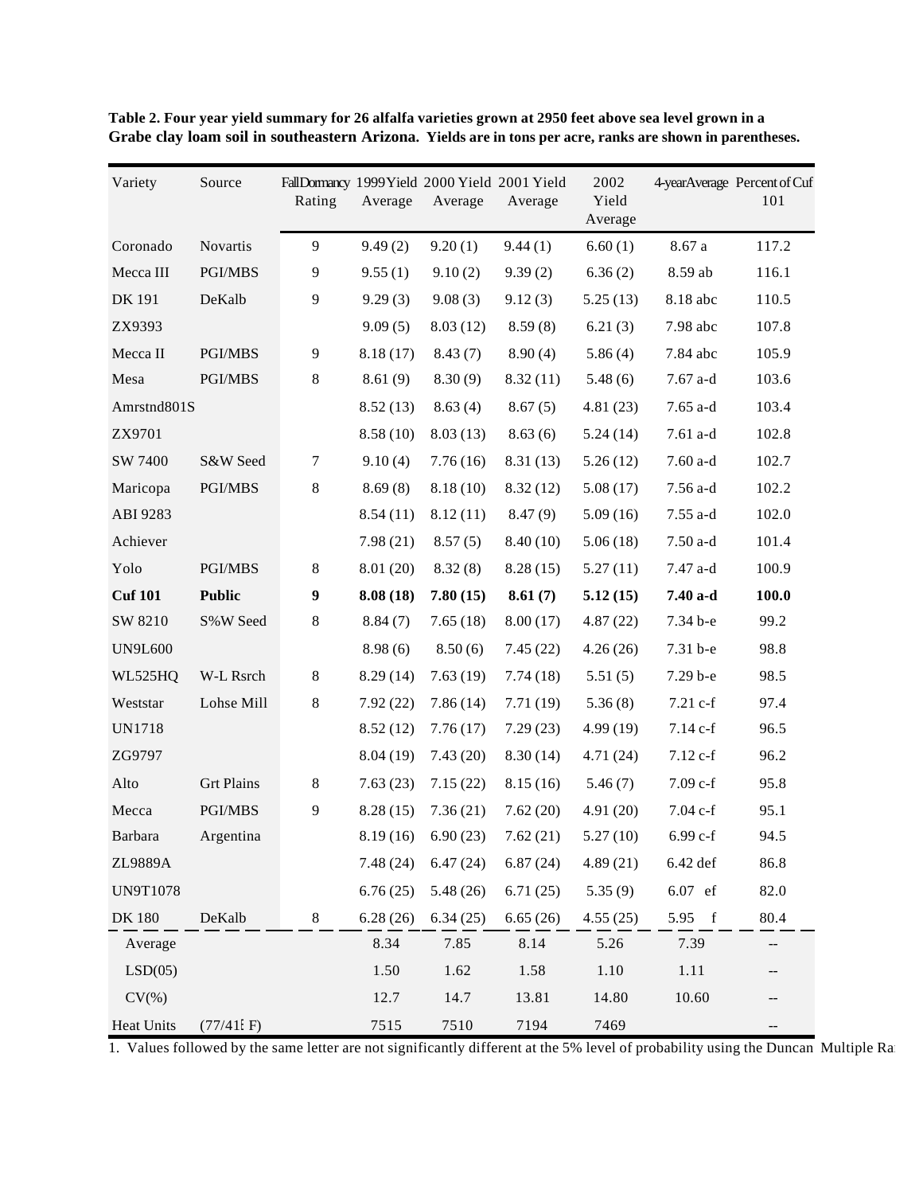**Table 2. Four year yield summary for 26 alfalfa varieties grown at 2950 feet above sea level grown in a Grabe clay loam soil in southeastern Arizona. Yields are in tons per acre, ranks are shown in parentheses.**

| Variety | Source | Fall Dormancy Rating | 1999 Yield Average | 2000 Yield Average | 2001 Yield Average | 2002 Yield Average | 4-year Average | Percent of Cuf 101 |
|---|---|---|---|---|---|---|---|---|
| Coronado | Novartis | 9 | 9.49 (2) | 9.20 (1) | 9.44 (1) | 6.60 (1) | 8.67 a | 117.2 |
| Mecca III | PGI/MBS | 9 | 9.55 (1) | 9.10 (2) | 9.39 (2) | 6.36 (2) | 8.59 ab | 116.1 |
| DK 191 | DeKalb | 9 | 9.29 (3) | 9.08 (3) | 9.12 (3) | 5.25 (13) | 8.18 abc | 110.5 |
| ZX9393 | | | 9.09 (5) | 8.03 (12) | 8.59 (8) | 6.21 (3) | 7.98 abc | 107.8 |
| Mecca II | PGI/MBS | 9 | 8.18 (17) | 8.43 (7) | 8.90 (4) | 5.86 (4) | 7.84 abc | 105.9 |
| Mesa | PGI/MBS | 8 | 8.61 (9) | 8.30 (9) | 8.32 (11) | 5.48 (6) | 7.67 a-d | 103.6 |
| Amrstnd801S | | | 8.52 (13) | 8.63 (4) | 8.67 (5) | 4.81 (23) | 7.65 a-d | 103.4 |
| ZX9701 | | | 8.58 (10) | 8.03 (13) | 8.63 (6) | 5.24 (14) | 7.61 a-d | 102.8 |
| SW 7400 | S&W Seed | 7 | 9.10 (4) | 7.76 (16) | 8.31 (13) | 5.26 (12) | 7.60 a-d | 102.7 |
| Maricopa | PGI/MBS | 8 | 8.69 (8) | 8.18 (10) | 8.32 (12) | 5.08 (17) | 7.56 a-d | 102.2 |
| ABI 9283 | | | 8.54 (11) | 8.12 (11) | 8.47 (9) | 5.09 (16) | 7.55 a-d | 102.0 |
| Achiever | | | 7.98 (21) | 8.57 (5) | 8.40 (10) | 5.06 (18) | 7.50 a-d | 101.4 |
| Yolo | PGI/MBS | 8 | 8.01 (20) | 8.32 (8) | 8.28 (15) | 5.27 (11) | 7.47 a-d | 100.9 |
| **Cuf 101** | **Public** | **9** | **8.08 (18)** | **7.80 (15)** | **8.61 (7)** | **5.12 (15)** | **7.40 a-d** | **100.0** |
| SW 8210 | S%W Seed | 8 | 8.84 (7) | 7.65 (18) | 8.00 (17) | 4.87 (22) | 7.34 b-e | 99.2 |
| UN9L600 | | | 8.98 (6) | 8.50 (6) | 7.45 (22) | 4.26 (26) | 7.31 b-e | 98.8 |
| WL525HQ | W-L Rsrch | 8 | 8.29 (14) | 7.63 (19) | 7.74 (18) | 5.51 (5) | 7.29 b-e | 98.5 |
| Weststar | Lohse Mill | 8 | 7.92 (22) | 7.86 (14) | 7.71 (19) | 5.36 (8) | 7.21 c-f | 97.4 |
| UN1718 | | | 8.52 (12) | 7.76 (17) | 7.29 (23) | 4.99 (19) | 7.14 c-f | 96.5 |
| ZG9797 | | | 8.04 (19) | 7.43 (20) | 8.30 (14) | 4.71 (24) | 7.12 c-f | 96.2 |
| Alto | Grt Plains | 8 | 7.63 (23) | 7.15 (22) | 8.15 (16) | 5.46 (7) | 7.09 c-f | 95.8 |
| Mecca | PGI/MBS | 9 | 8.28 (15) | 7.36 (21) | 7.62 (20) | 4.91 (20) | 7.04 c-f | 95.1 |
| Barbara | Argentina | | 8.19 (16) | 6.90 (23) | 7.62 (21) | 5.27 (10) | 6.99 c-f | 94.5 |
| ZL9889A | | | 7.48 (24) | 6.47 (24) | 6.87 (24) | 4.89 (21) | 6.42 def | 86.8 |
| UN9T1078 | | | 6.76 (25) | 5.48 (26) | 6.71 (25) | 5.35 (9) | 6.07 ef | 82.0 |
| DK 180 | DeKalb | 8 | 6.28 (26) | 6.34 (25) | 6.65 (26) | 4.55 (25) | 5.95 f | 80.4 |
| Average | | | 8.34 | 7.85 | 8.14 | 5.26 | 7.39 | -- |
| LSD(05) | | | 1.50 | 1.62 | 1.58 | 1.10 | 1.11 | -- |
| CV(%) | | | 12.7 | 14.7 | 13.81 | 14.80 | 10.60 | -- |
| Heat Units | (77/41ºF) | | 7515 | 7510 | 7194 | 7469 | | -- |

1. Values followed by the same letter are not significantly different at the 5% level of probability using the Duncan Multiple Ra